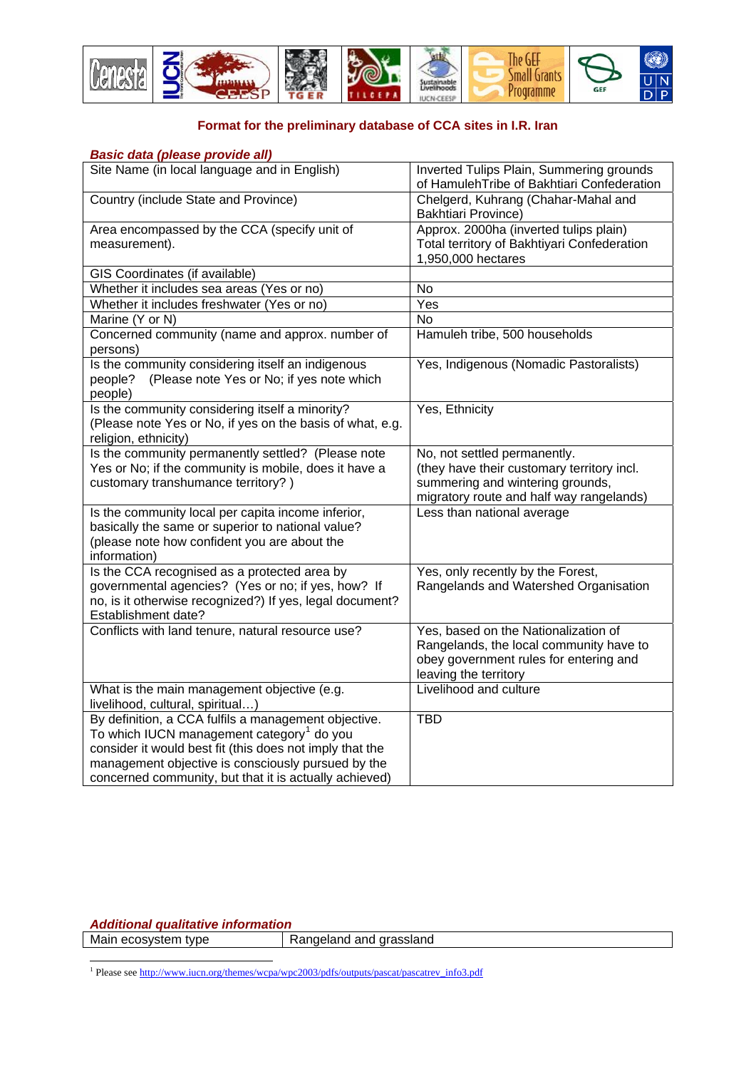## Format for the preliminary database of CCA sites in I.R. Iran

***Basic data (please provide all)***

| | |
|---|---|
| Site Name (in local language and in English) | Inverted Tulips Plain, Summering grounds of HamulehTribe of Bakhtiari Confederation |
| Country (include State and Province) | Chelgerd, Kuhrang (Chahar-Mahal and Bakhtiari Province) |
| Area encompassed by the CCA (specify unit of measurement). | Approx. 2000ha (inverted tulips plain)<br>Total territory of Bakhtiyari Confederation 1,950,000 hectares |
| GIS Coordinates (if available) | |
| Whether it includes sea areas (Yes or no) | No |
| Whether it includes freshwater (Yes or no) | Yes |
| Marine (Y or N) | No |
| Concerned community (name and approx. number of persons) | Hamuleh tribe, 500 households |
| Is the community considering itself an indigenous people? (Please note Yes or No; if yes note which people) | Yes, Indigenous (Nomadic Pastoralists) |
| Is the community considering itself a minority? (Please note Yes or No, if yes on the basis of what, e.g. religion, ethnicity) | Yes, Ethnicity |
| Is the community permanently settled? (Please note Yes or No; if the community is mobile, does it have a customary transhumance territory? ) | No, not settled permanently.<br>(they have their customary territory incl. summering and wintering grounds, migratory route and half way rangelands) |
| Is the community local per capita income inferior, basically the same or superior to national value? (please note how confident you are about the information) | Less than national average |
| Is the CCA recognised as a protected area by governmental agencies? (Yes or no; if yes, how? If no, is it otherwise recognized?) If yes, legal document? Establishment date? | Yes, only recently by the Forest, Rangelands and Watershed Organisation |
| Conflicts with land tenure, natural resource use? | Yes, based on the Nationalization of Rangelands, the local community have to obey government rules for entering and leaving the territory |
| What is the main management objective (e.g. livelihood, cultural, spiritual…) | Livelihood and culture |
| By definition, a CCA fulfils a management objective. To which IUCN management category[1] do you consider it would best fit (this does not imply that the management objective is consciously pursued by the concerned community, but that it is actually achieved) | TBD |

***Additional qualitative information***

| | |
|---|---|
| Main ecosystem type | Rangeland and grassland |

[1] Please see http://www.iucn.org/themes/wcpa/wpc2003/pdfs/outputs/pascat/pascatrev_info3.pdf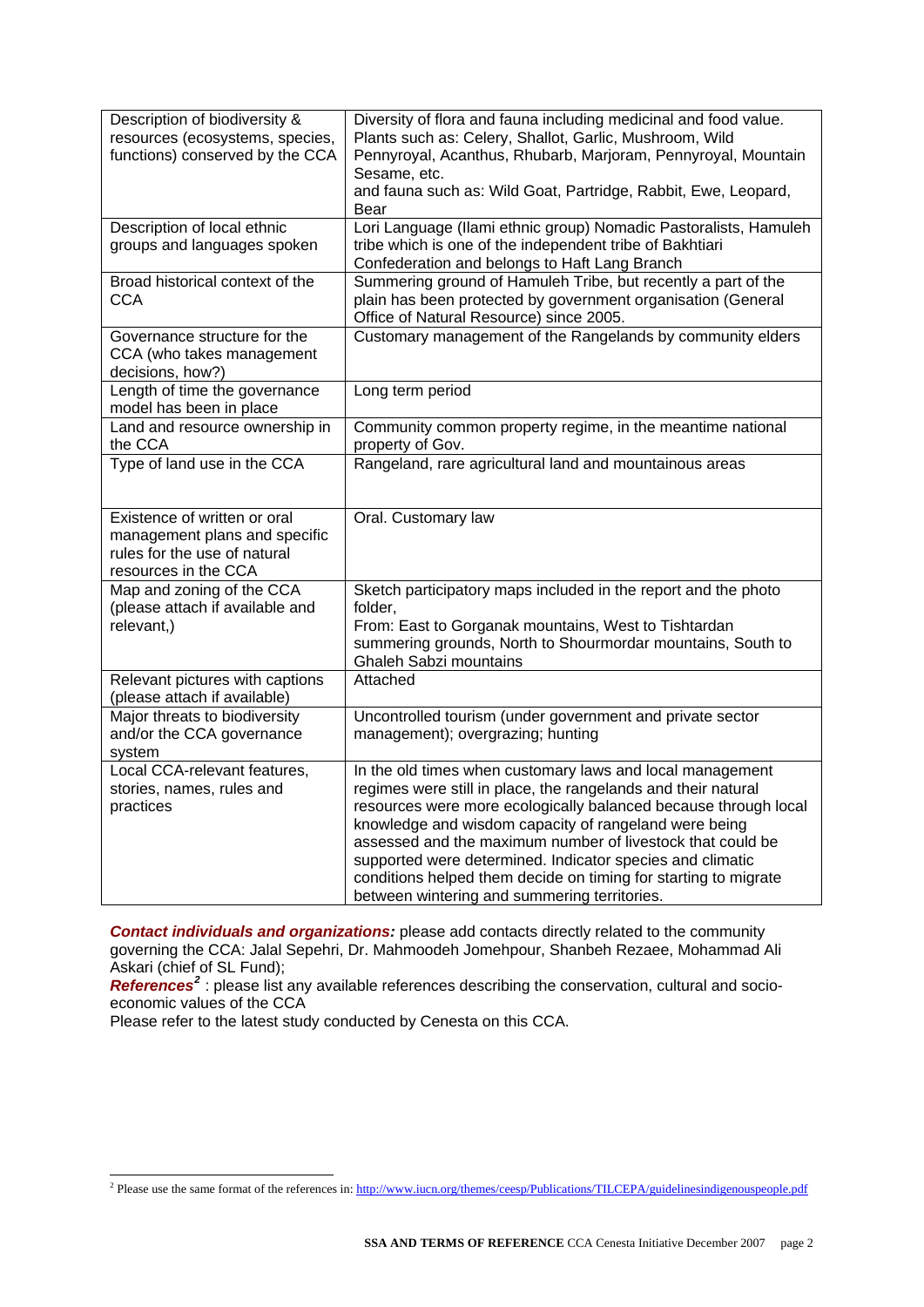| Description of biodiversity & resources (ecosystems, species, functions) conserved by the CCA | Diversity of flora and fauna including medicinal and food value. Plants such as: Celery, Shallot, Garlic, Mushroom, Wild Pennyroyal, Acanthus, Rhubarb, Marjoram, Pennyroyal, Mountain Sesame, etc.<br>and fauna such as: Wild Goat, Partridge, Rabbit, Ewe, Leopard, Bear |
|---|---|
| Description of local ethnic groups and languages spoken | Lori Language (Ilami ethnic group) Nomadic Pastoralists, Hamuleh tribe which is one of the independent tribe of Bakhtiari Confederation and belongs to Haft Lang Branch |
| Broad historical context of the CCA | Summering ground of Hamuleh Tribe, but recently a part of the plain has been protected by government organisation (General Office of Natural Resource) since 2005. |
| Governance structure for the CCA (who takes management decisions, how?) | Customary management of the Rangelands by community elders |
| Length of time the governance model has been in place | Long term period |
| Land and resource ownership in the CCA | Community common property regime, in the meantime national property of Gov. |
| Type of land use in the CCA | Rangeland, rare agricultural land and mountainous areas |
| Existence of written or oral management plans and specific rules for the use of natural resources in the CCA | Oral. Customary law |
| Map and zoning of the CCA (please attach if available and relevant,) | Sketch participatory maps included in the report and the photo folder,<br>From: East to Gorganak mountains, West to Tishtardan summering grounds, North to Shourmordar mountains, South to Ghaleh Sabzi mountains |
| Relevant pictures with captions (please attach if available) | Attached |
| Major threats to biodiversity and/or the CCA governance system | Uncontrolled tourism (under government and private sector management); overgrazing; hunting |
| Local CCA-relevant features, stories, names, rules and practices | In the old times when customary laws and local management regimes were still in place, the rangelands and their natural resources were more ecologically balanced because through local knowledge and wisdom capacity of rangeland were being assessed and the maximum number of livestock that could be supported were determined. Indicator species and climatic conditions helped them decide on timing for starting to migrate between wintering and summering territories. |

***Contact individuals and organizations:*** please add contacts directly related to the community governing the CCA: Jalal Sepehri, Dr. Mahmoodeh Jomehpour, Shanbeh Rezaee, Mohammad Ali Askari (chief of SL Fund);

***References***[2] : please list any available references describing the conservation, cultural and socio-economic values of the CCA

Please refer to the latest study conducted by Cenesta on this CCA.

[2] Please use the same format of the references in: http://www.iucn.org/themes/ceesp/Publications/TILCEPA/guidelinesindigenouspeople.pdf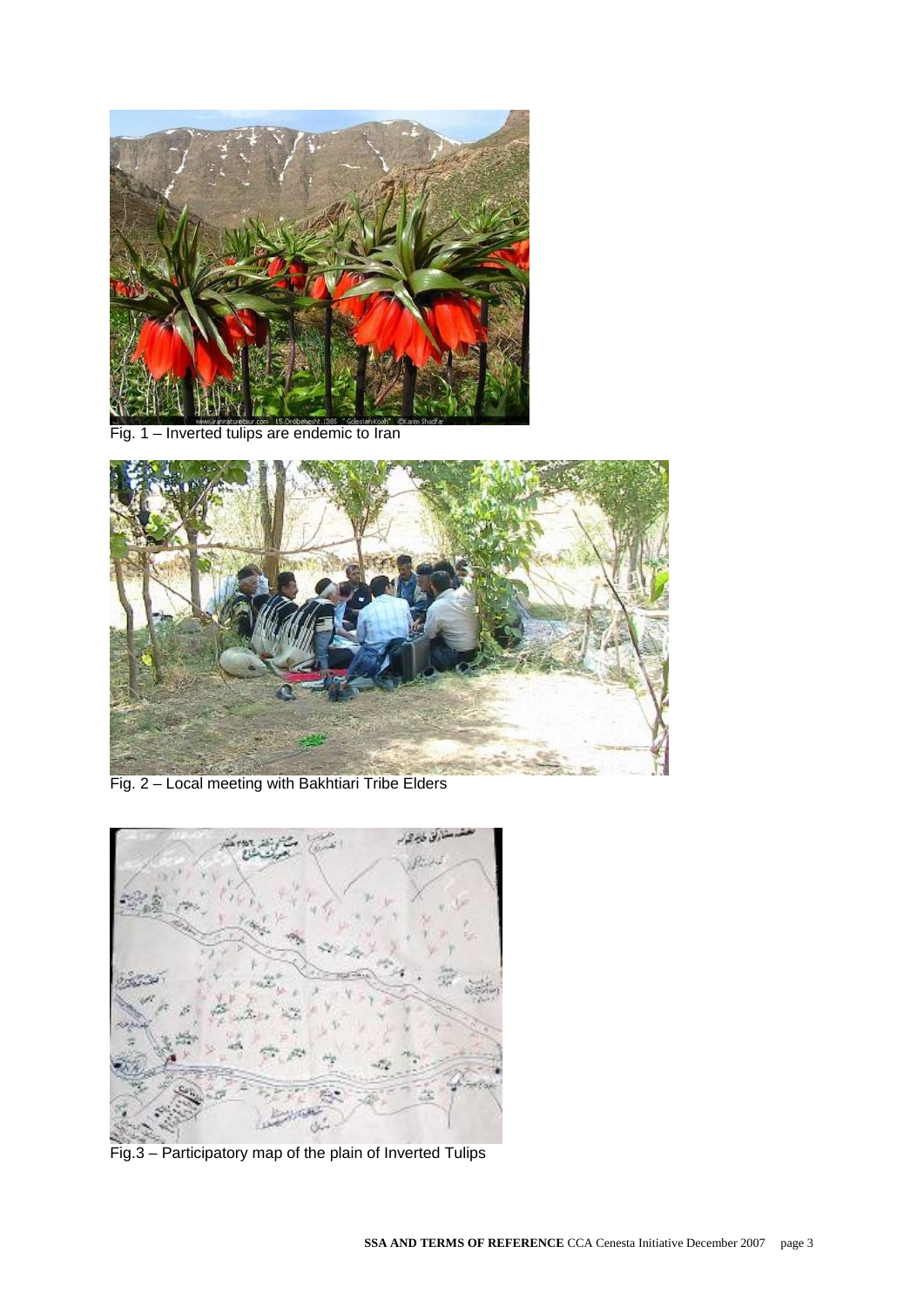Fig. 1 – Inverted tulips are endemic to Iran

Fig. 2 – Local meeting with Bakhtiari Tribe Elders

Fig.3 – Participatory map of the plain of Inverted Tulips